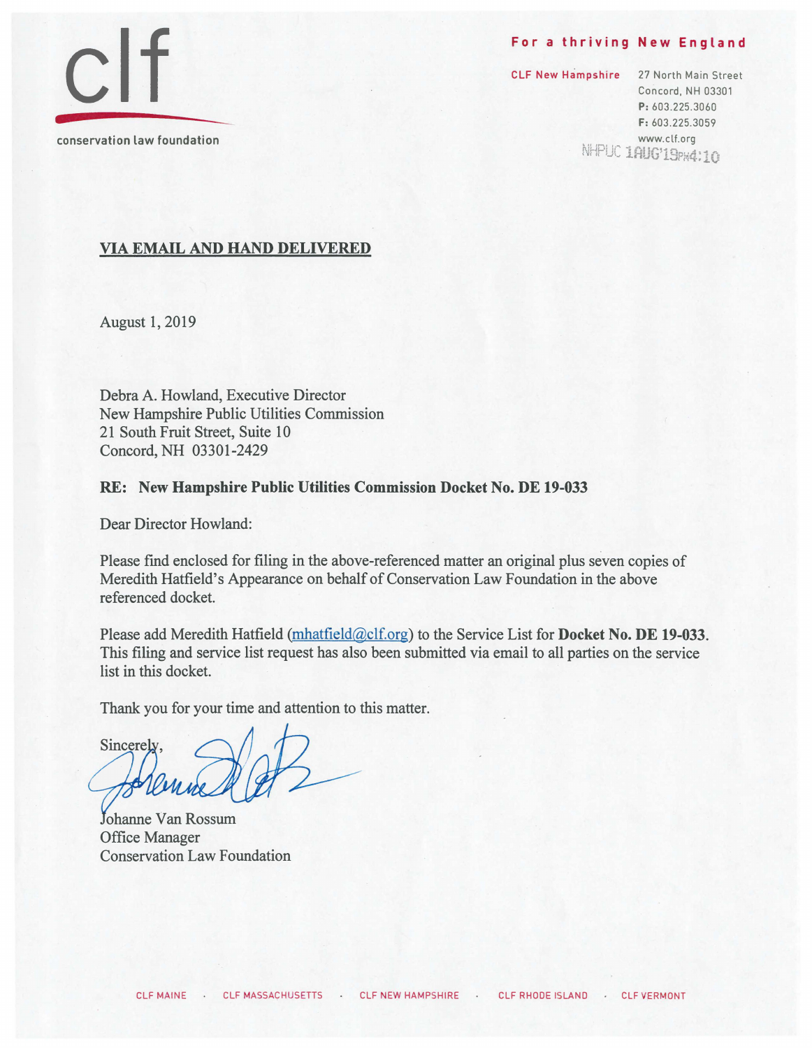clf

conservation law foundation

**For a thriving New England**

**CLF New Hampshire**

27 North Main Street
Concord, NH 03301
**P:** 603.225.3060
**F:** 603.225.3059
www.clf.org

NHPUC 1AUG'19PM4:10

**VIA EMAIL AND HAND DELIVERED**

August 1, 2019

Debra A. Howland, Executive Director
New Hampshire Public Utilities Commission
21 South Fruit Street, Suite 10
Concord, NH 03301-2429

**RE: New Hampshire Public Utilities Commission Docket No. DE 19-033**

Dear Director Howland:

Please find enclosed for filing in the above-referenced matter an original plus seven copies of Meredith Hatfield's Appearance on behalf of Conservation Law Foundation in the above referenced docket.

Please add Meredith Hatfield (mhatfield@clf.org) to the Service List for **Docket No. DE 19-033**. This filing and service list request has also been submitted via email to all parties on the service list in this docket.

Thank you for your time and attention to this matter.

Sincerely,

Johanne Van Rossum
Office Manager
Conservation Law Foundation

CLF MAINE · CLF MASSACHUSETTS · CLF NEW HAMPSHIRE · CLF RHODE ISLAND · CLF VERMONT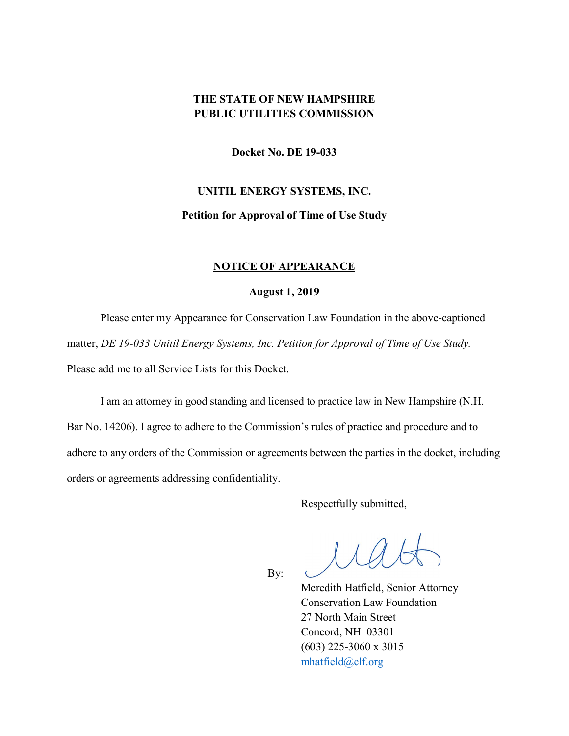**THE STATE OF NEW HAMPSHIRE**
**PUBLIC UTILITIES COMMISSION**

**Docket No. DE 19-033**

**UNITIL ENERGY SYSTEMS, INC.**

**Petition for Approval of Time of Use Study**

**NOTICE OF APPEARANCE**

**August 1, 2019**

Please enter my Appearance for Conservation Law Foundation in the above-captioned matter, *DE 19-033 Unitil Energy Systems, Inc. Petition for Approval of Time of Use Study.* Please add me to all Service Lists for this Docket.

I am an attorney in good standing and licensed to practice law in New Hampshire (N.H. Bar No. 14206). I agree to adhere to the Commission's rules of practice and procedure and to adhere to any orders of the Commission or agreements between the parties in the docket, including orders or agreements addressing confidentiality.

Respectfully submitted,

By: ______________________________

Meredith Hatfield, Senior Attorney
Conservation Law Foundation
27 North Main Street
Concord, NH 03301
(603) 225-3060 x 3015
mhatfield@clf.org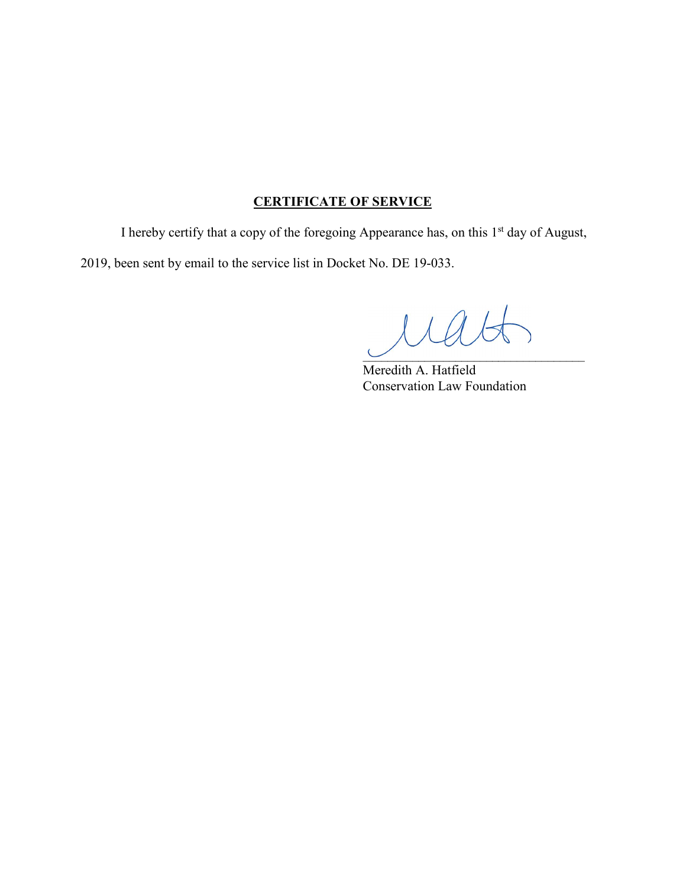**CERTIFICATE OF SERVICE**

I hereby certify that a copy of the foregoing Appearance has, on this 1st day of August, 2019, been sent by email to the service list in Docket No. DE 19-033.

\_\_\_\_\_\_\_\_\_\_\_\_\_\_\_\_\_\_\_\_\_\_\_\_\_\_\_\_\_\_\_\_\_\_\_
Meredith A. Hatfield
Conservation Law Foundation